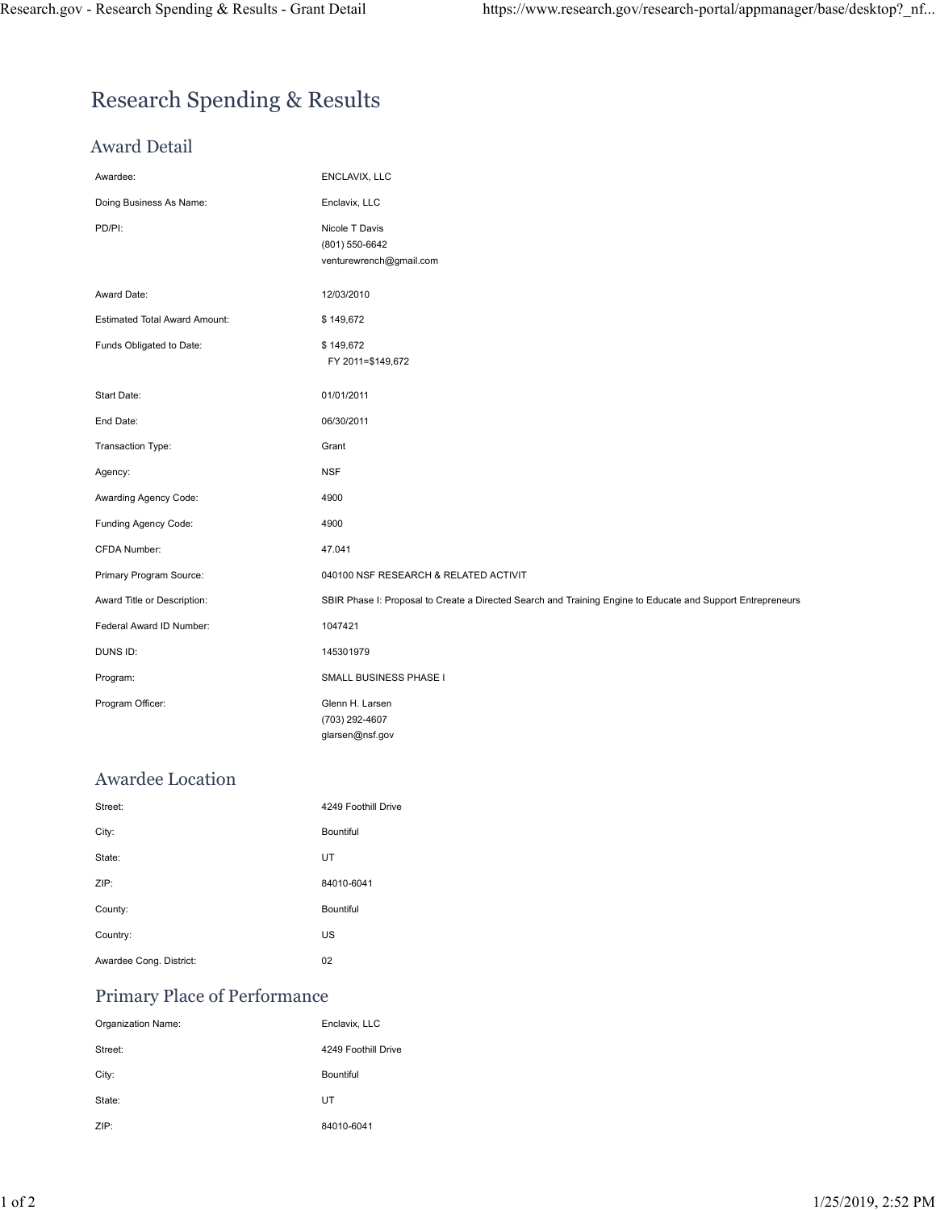# Research Spending & Results

## Award Detail

| | |
|---|---|
| Awardee: | ENCLAVIX, LLC |
| Doing Business As Name: | Enclavix, LLC |
| PD/PI: | Nicole T Davis<br>(801) 550-6642<br>venturewrench@gmail.com |
| Award Date: | 12/03/2010 |
| Estimated Total Award Amount: | $ 149,672 |
| Funds Obligated to Date: | $ 149,672<br>FY 2011=$149,672 |
| Start Date: | 01/01/2011 |
| End Date: | 06/30/2011 |
| Transaction Type: | Grant |
| Agency: | NSF |
| Awarding Agency Code: | 4900 |
| Funding Agency Code: | 4900 |
| CFDA Number: | 47.041 |
| Primary Program Source: | 040100 NSF RESEARCH & RELATED ACTIVIT |
| Award Title or Description: | SBIR Phase I: Proposal to Create a Directed Search and Training Engine to Educate and Support Entrepreneurs |
| Federal Award ID Number: | 1047421 |
| DUNS ID: | 145301979 |
| Program: | SMALL BUSINESS PHASE I |
| Program Officer: | Glenn H. Larsen<br>(703) 292-4607<br>glarsen@nsf.gov |

## Awardee Location

| | |
|---|---|
| Street: | 4249 Foothill Drive |
| City: | Bountiful |
| State: | UT |
| ZIP: | 84010-6041 |
| County: | Bountiful |
| Country: | US |
| Awardee Cong. District: | 02 |

## Primary Place of Performance

| | |
|---|---|
| Organization Name: | Enclavix, LLC |
| Street: | 4249 Foothill Drive |
| City: | Bountiful |
| State: | UT |
| ZIP: | 84010-6041 |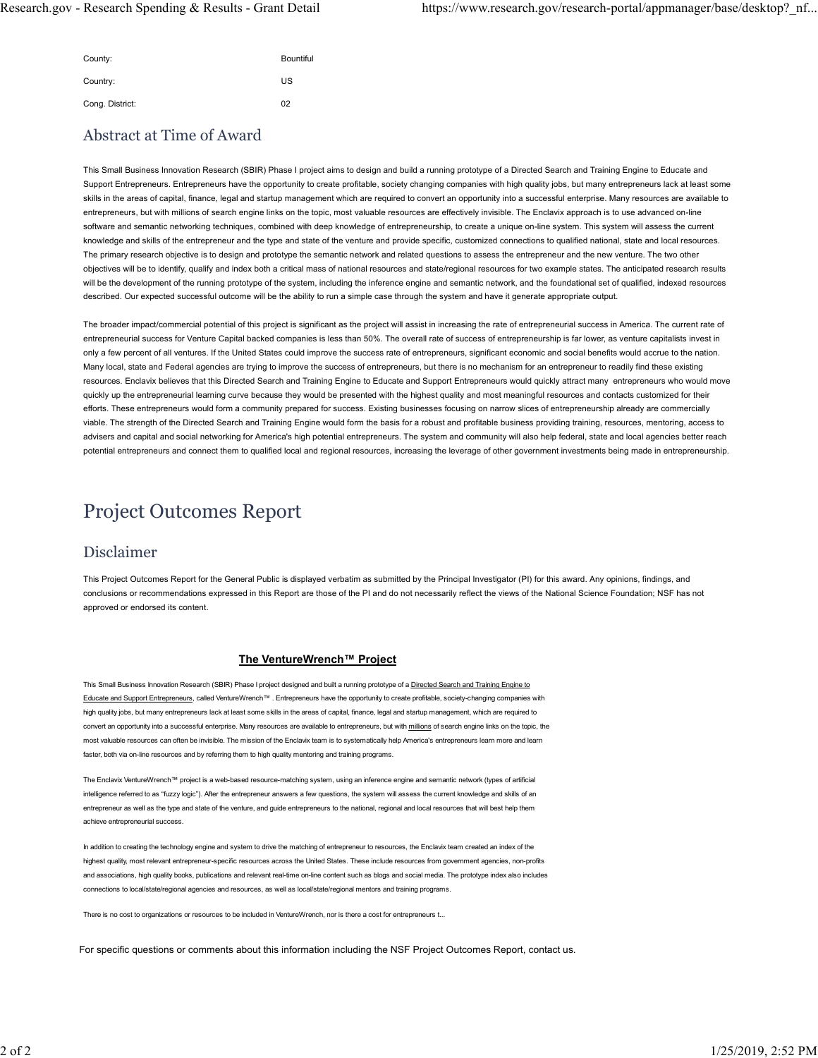| | |
|---|---|
| County: | Bountiful |
| Country: | US |
| Cong. District: | 02 |

## Abstract at Time of Award

This Small Business Innovation Research (SBIR) Phase I project aims to design and build a running prototype of a Directed Search and Training Engine to Educate and Support Entrepreneurs. Entrepreneurs have the opportunity to create profitable, society changing companies with high quality jobs, but many entrepreneurs lack at least some skills in the areas of capital, finance, legal and startup management which are required to convert an opportunity into a successful enterprise. Many resources are available to entrepreneurs, but with millions of search engine links on the topic, most valuable resources are effectively invisible. The Enclavix approach is to use advanced on-line software and semantic networking techniques, combined with deep knowledge of entrepreneurship, to create a unique on-line system. This system will assess the current knowledge and skills of the entrepreneur and the type and state of the venture and provide specific, customized connections to qualified national, state and local resources. The primary research objective is to design and prototype the semantic network and related questions to assess the entrepreneur and the new venture. The two other objectives will be to identify, qualify and index both a critical mass of national resources and state/regional resources for two example states. The anticipated research results will be the development of the running prototype of the system, including the inference engine and semantic network, and the foundational set of qualified, indexed resources described. Our expected successful outcome will be the ability to run a simple case through the system and have it generate appropriate output.

The broader impact/commercial potential of this project is significant as the project will assist in increasing the rate of entrepreneurial success in America. The current rate of entrepreneurial success for Venture Capital backed companies is less than 50%. The overall rate of success of entrepreneurship is far lower, as venture capitalists invest in only a few percent of all ventures. If the United States could improve the success rate of entrepreneurs, significant economic and social benefits would accrue to the nation. Many local, state and Federal agencies are trying to improve the success of entrepreneurs, but there is no mechanism for an entrepreneur to readily find these existing resources. Enclavix believes that this Directed Search and Training Engine to Educate and Support Entrepreneurs would quickly attract many entrepreneurs who would move quickly up the entrepreneurial learning curve because they would be presented with the highest quality and most meaningful resources and contacts customized for their efforts. These entrepreneurs would form a community prepared for success. Existing businesses focusing on narrow slices of entrepreneurship already are commercially viable. The strength of the Directed Search and Training Engine would form the basis for a robust and profitable business providing training, resources, mentoring, access to advisers and capital and social networking for America's high potential entrepreneurs. The system and community will also help federal, state and local agencies better reach potential entrepreneurs and connect them to qualified local and regional resources, increasing the leverage of other government investments being made in entrepreneurship.

# Project Outcomes Report

## Disclaimer

This Project Outcomes Report for the General Public is displayed verbatim as submitted by the Principal Investigator (PI) for this award. Any opinions, findings, and conclusions or recommendations expressed in this Report are those of the PI and do not necessarily reflect the views of the National Science Foundation; NSF has not approved or endorsed its content.

### **The VentureWrench™ Project**

This Small Business Innovation Research (SBIR) Phase I project designed and built a running prototype of a Directed Search and Training Engine to Educate and Support Entrepreneurs, called VentureWrench™ . Entrepreneurs have the opportunity to create profitable, society-changing companies with high quality jobs, but many entrepreneurs lack at least some skills in the areas of capital, finance, legal and startup management, which are required to convert an opportunity into a successful enterprise. Many resources are available to entrepreneurs, but with millions of search engine links on the topic, the most valuable resources can often be invisible. The mission of the Enclavix team is to systematically help America's entrepreneurs learn more and learn faster, both via on-line resources and by referring them to high quality mentoring and training programs.

The Enclavix VentureWrench™ project is a web-based resource-matching system, using an inference engine and semantic network (types of artificial intelligence referred to as "fuzzy logic"). After the entrepreneur answers a few questions, the system will assess the current knowledge and skills of an entrepreneur as well as the type and state of the venture, and guide entrepreneurs to the national, regional and local resources that will best help them achieve entrepreneurial success.

In addition to creating the technology engine and system to drive the matching of entrepreneur to resources, the Enclavix team created an index of the highest quality, most relevant entrepreneur-specific resources across the United States. These include resources from government agencies, non-profits and associations, high quality books, publications and relevant real-time on-line content such as blogs and social media. The prototype index also includes connections to local/state/regional agencies and resources, as well as local/state/regional mentors and training programs.

There is no cost to organizations or resources to be included in VentureWrench, nor is there a cost for entrepreneurs t...

For specific questions or comments about this information including the NSF Project Outcomes Report, contact us.